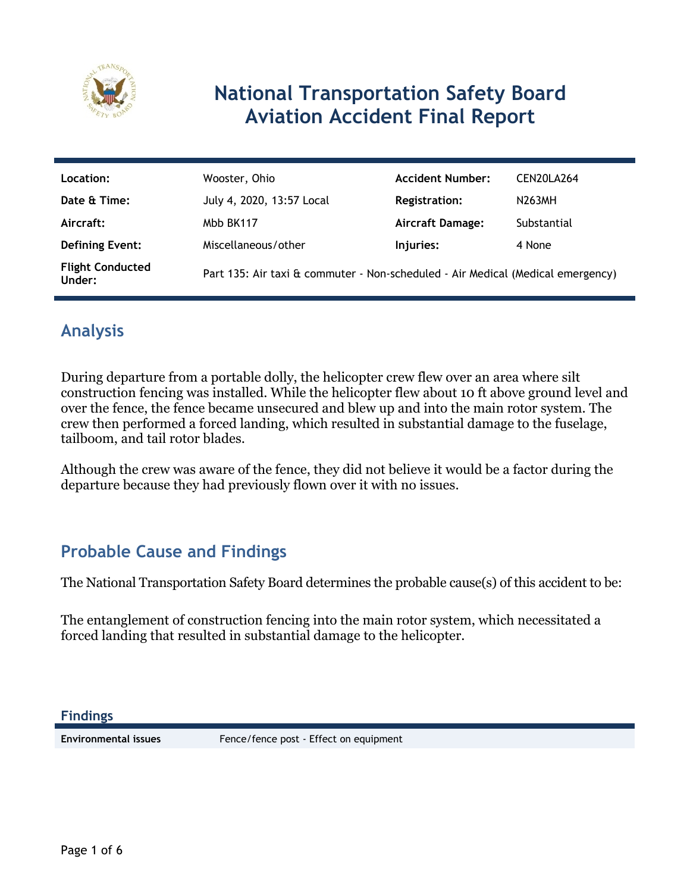# National Transportation Safety Board Aviation Accident Final Report

| | | | |
|---|---|---|---|
| **Location:** | Wooster, Ohio | **Accident Number:** | CEN20LA264 |
| **Date & Time:** | July 4, 2020, 13:57 Local | **Registration:** | N263MH |
| **Aircraft:** | Mbb BK117 | **Aircraft Damage:** | Substantial |
| **Defining Event:** | Miscellaneous/other | **Injuries:** | 4 None |
| **Flight Conducted Under:** | Part 135: Air taxi & commuter - Non-scheduled - Air Medical (Medical emergency) | | |

## Analysis

During departure from a portable dolly, the helicopter crew flew over an area where silt construction fencing was installed. While the helicopter flew about 10 ft above ground level and over the fence, the fence became unsecured and blew up and into the main rotor system. The crew then performed a forced landing, which resulted in substantial damage to the fuselage, tailboom, and tail rotor blades.

Although the crew was aware of the fence, they did not believe it would be a factor during the departure because they had previously flown over it with no issues.

## Probable Cause and Findings

The National Transportation Safety Board determines the probable cause(s) of this accident to be:

The entanglement of construction fencing into the main rotor system, which necessitated a forced landing that resulted in substantial damage to the helicopter.

### Findings

| | |
|---|---|
| **Environmental issues** | Fence/fence post - Effect on equipment |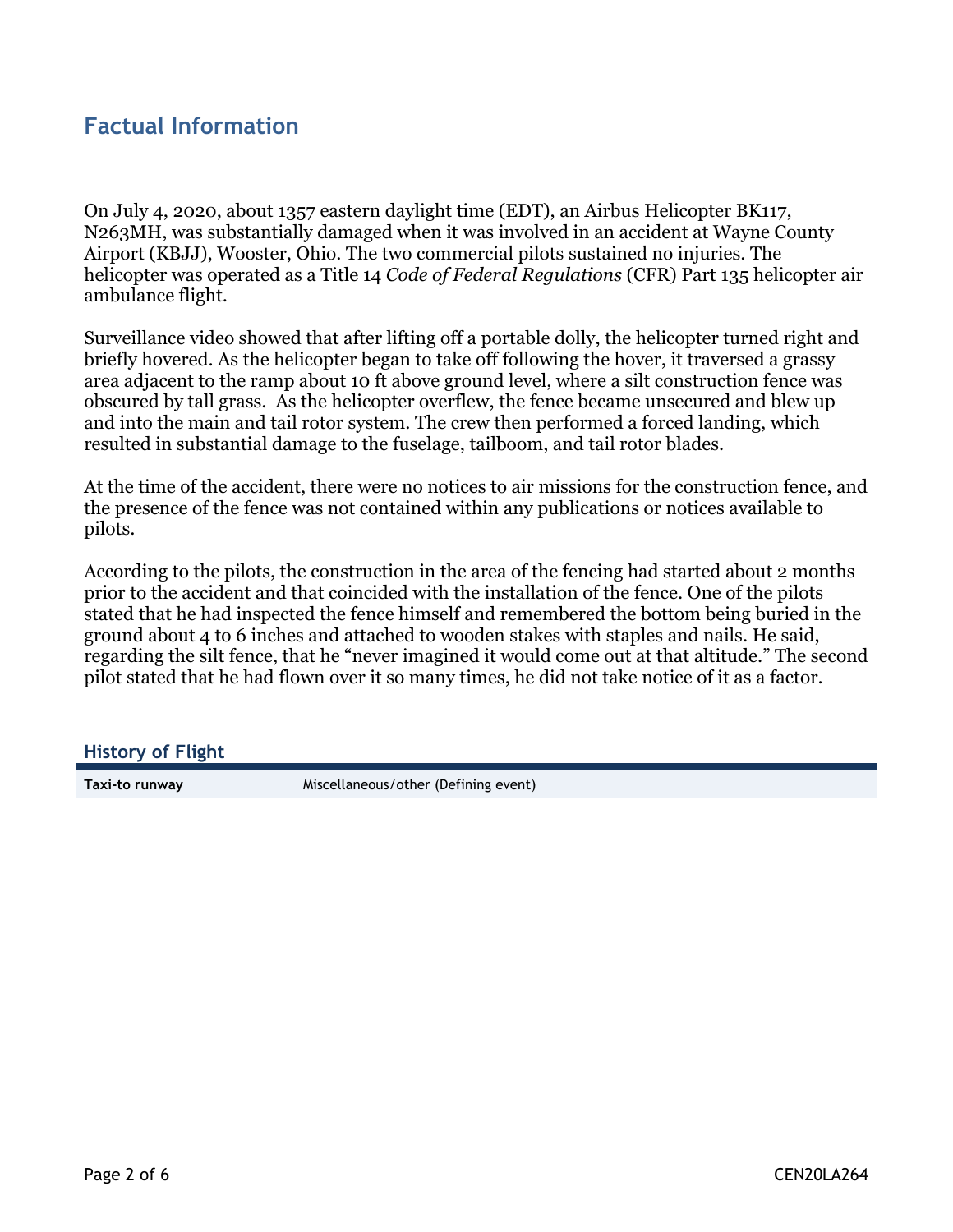## Factual Information

On July 4, 2020, about 1357 eastern daylight time (EDT), an Airbus Helicopter BK117, N263MH, was substantially damaged when it was involved in an accident at Wayne County Airport (KBJJ), Wooster, Ohio. The two commercial pilots sustained no injuries. The helicopter was operated as a Title 14 *Code of Federal Regulations* (CFR) Part 135 helicopter air ambulance flight.

Surveillance video showed that after lifting off a portable dolly, the helicopter turned right and briefly hovered. As the helicopter began to take off following the hover, it traversed a grassy area adjacent to the ramp about 10 ft above ground level, where a silt construction fence was obscured by tall grass. As the helicopter overflew, the fence became unsecured and blew up and into the main and tail rotor system. The crew then performed a forced landing, which resulted in substantial damage to the fuselage, tailboom, and tail rotor blades.

At the time of the accident, there were no notices to air missions for the construction fence, and the presence of the fence was not contained within any publications or notices available to pilots.

According to the pilots, the construction in the area of the fencing had started about 2 months prior to the accident and that coincided with the installation of the fence. One of the pilots stated that he had inspected the fence himself and remembered the bottom being buried in the ground about 4 to 6 inches and attached to wooden stakes with staples and nails. He said, regarding the silt fence, that he "never imagined it would come out at that altitude." The second pilot stated that he had flown over it so many times, he did not take notice of it as a factor.

### History of Flight

| | |
|---|---|
| **Taxi-to runway** | Miscellaneous/other (Defining event) |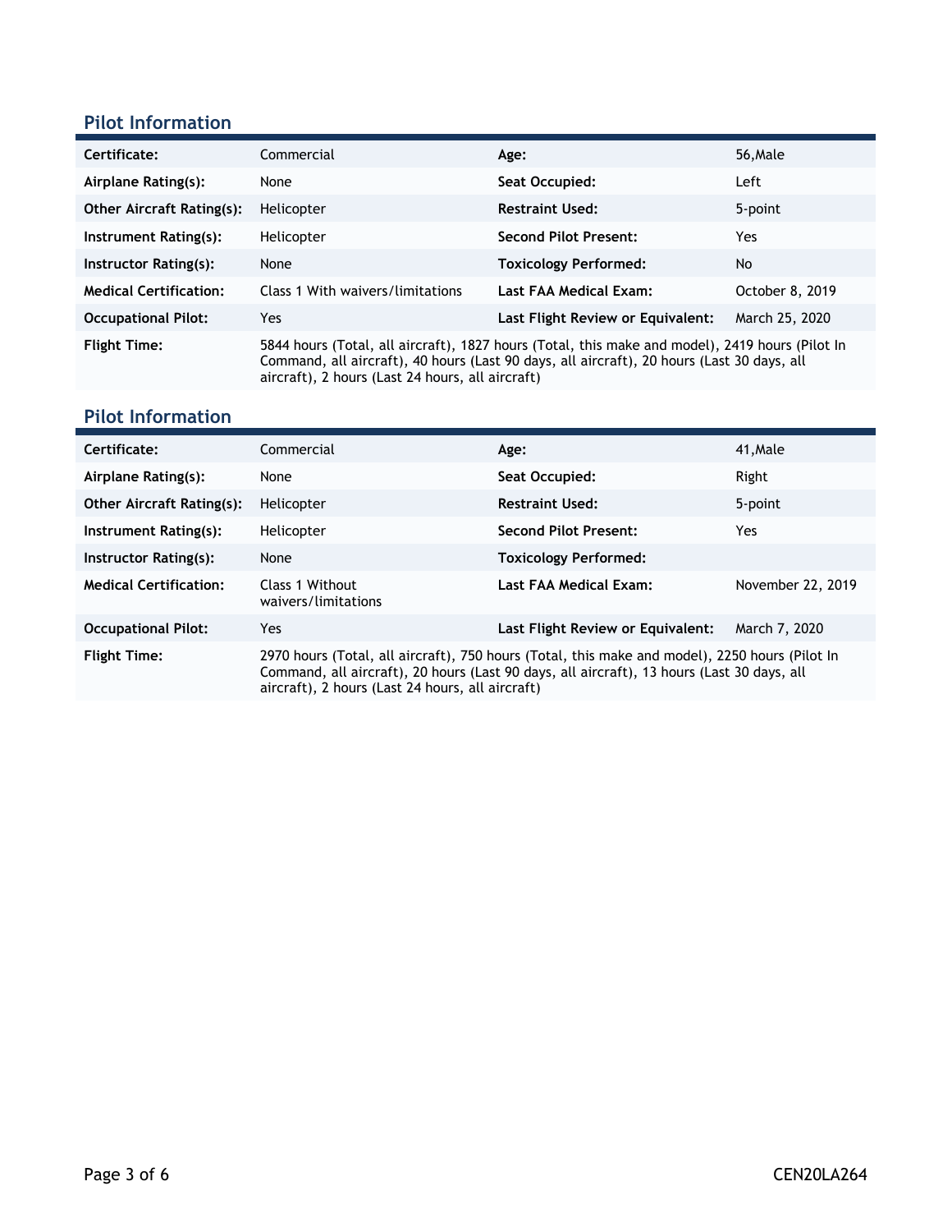## Pilot Information

| | | | |
|---|---|---|---|
| **Certificate:** | Commercial | **Age:** | 56,Male |
| **Airplane Rating(s):** | None | **Seat Occupied:** | Left |
| **Other Aircraft Rating(s):** | Helicopter | **Restraint Used:** | 5-point |
| **Instrument Rating(s):** | Helicopter | **Second Pilot Present:** | Yes |
| **Instructor Rating(s):** | None | **Toxicology Performed:** | No |
| **Medical Certification:** | Class 1 With waivers/limitations | **Last FAA Medical Exam:** | October 8, 2019 |
| **Occupational Pilot:** | Yes | **Last Flight Review or Equivalent:** | March 25, 2020 |
| **Flight Time:** | 5844 hours (Total, all aircraft), 1827 hours (Total, this make and model), 2419 hours (Pilot In Command, all aircraft), 40 hours (Last 90 days, all aircraft), 20 hours (Last 30 days, all aircraft), 2 hours (Last 24 hours, all aircraft) | | |

## Pilot Information

| | | | |
|---|---|---|---|
| **Certificate:** | Commercial | **Age:** | 41,Male |
| **Airplane Rating(s):** | None | **Seat Occupied:** | Right |
| **Other Aircraft Rating(s):** | Helicopter | **Restraint Used:** | 5-point |
| **Instrument Rating(s):** | Helicopter | **Second Pilot Present:** | Yes |
| **Instructor Rating(s):** | None | **Toxicology Performed:** | |
| **Medical Certification:** | Class 1 Without waivers/limitations | **Last FAA Medical Exam:** | November 22, 2019 |
| **Occupational Pilot:** | Yes | **Last Flight Review or Equivalent:** | March 7, 2020 |
| **Flight Time:** | 2970 hours (Total, all aircraft), 750 hours (Total, this make and model), 2250 hours (Pilot In Command, all aircraft), 20 hours (Last 90 days, all aircraft), 13 hours (Last 30 days, all aircraft), 2 hours (Last 24 hours, all aircraft) | | |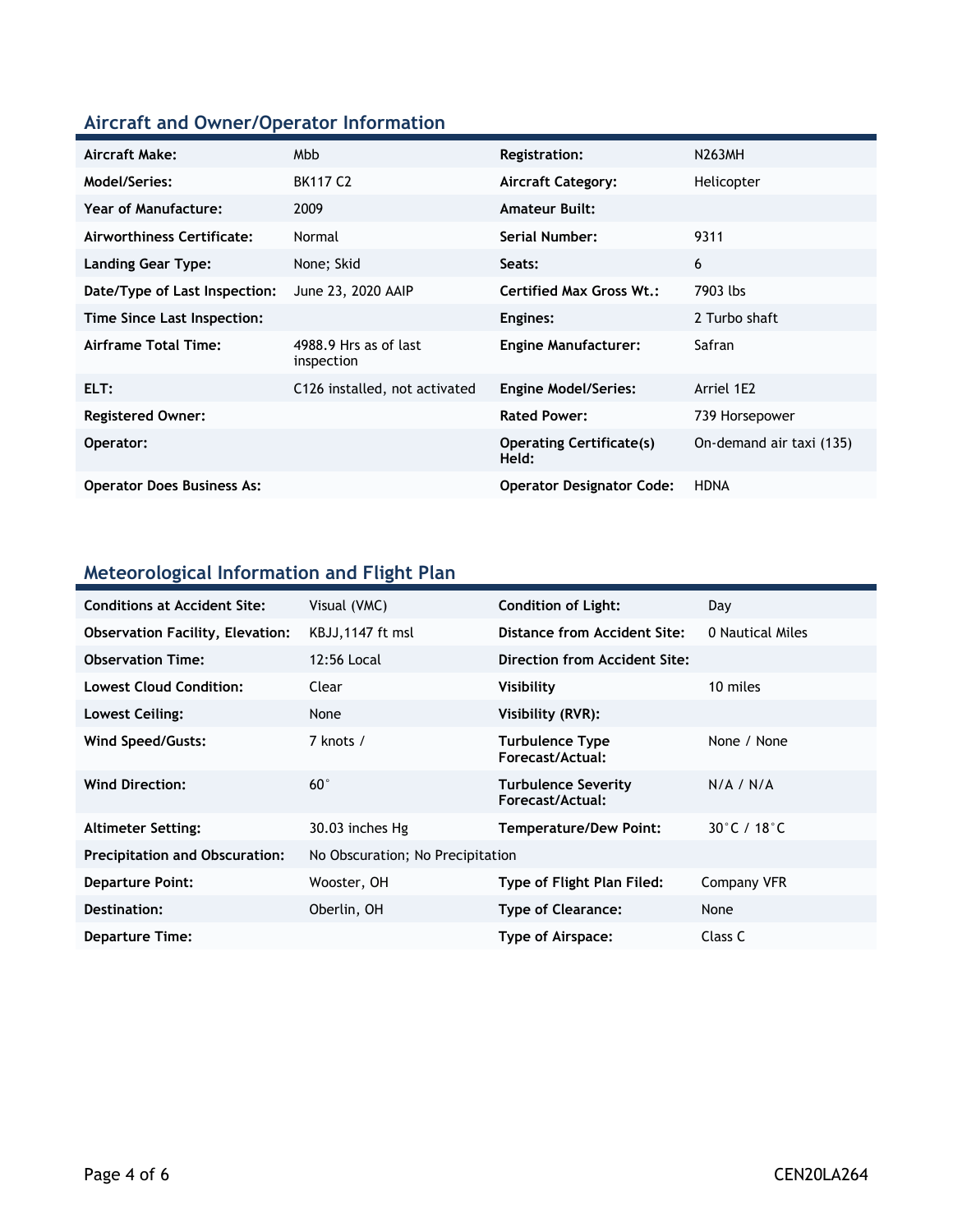## Aircraft and Owner/Operator Information

| | | | |
|---|---|---|---|
| **Aircraft Make:** | Mbb | **Registration:** | N263MH |
| **Model/Series:** | BK117 C2 | **Aircraft Category:** | Helicopter |
| **Year of Manufacture:** | 2009 | **Amateur Built:** | |
| **Airworthiness Certificate:** | Normal | **Serial Number:** | 9311 |
| **Landing Gear Type:** | None; Skid | **Seats:** | 6 |
| **Date/Type of Last Inspection:** | June 23, 2020 AAIP | **Certified Max Gross Wt.:** | 7903 lbs |
| **Time Since Last Inspection:** | | **Engines:** | 2 Turbo shaft |
| **Airframe Total Time:** | 4988.9 Hrs as of last inspection | **Engine Manufacturer:** | Safran |
| **ELT:** | C126 installed, not activated | **Engine Model/Series:** | Arriel 1E2 |
| **Registered Owner:** | | **Rated Power:** | 739 Horsepower |
| **Operator:** | | **Operating Certificate(s) Held:** | On-demand air taxi (135) |
| **Operator Does Business As:** | | **Operator Designator Code:** | HDNA |

## Meteorological Information and Flight Plan

| | | | |
|---|---|---|---|
| **Conditions at Accident Site:** | Visual (VMC) | **Condition of Light:** | Day |
| **Observation Facility, Elevation:** | KBJJ,1147 ft msl | **Distance from Accident Site:** | 0 Nautical Miles |
| **Observation Time:** | 12:56 Local | **Direction from Accident Site:** | |
| **Lowest Cloud Condition:** | Clear | **Visibility** | 10 miles |
| **Lowest Ceiling:** | None | **Visibility (RVR):** | |
| **Wind Speed/Gusts:** | 7 knots / | **Turbulence Type Forecast/Actual:** | None / None |
| **Wind Direction:** | 60° | **Turbulence Severity Forecast/Actual:** | N/A / N/A |
| **Altimeter Setting:** | 30.03 inches Hg | **Temperature/Dew Point:** | 30°C / 18°C |
| **Precipitation and Obscuration:** | No Obscuration; No Precipitation | | |
| **Departure Point:** | Wooster, OH | **Type of Flight Plan Filed:** | Company VFR |
| **Destination:** | Oberlin, OH | **Type of Clearance:** | None |
| **Departure Time:** | | **Type of Airspace:** | Class C |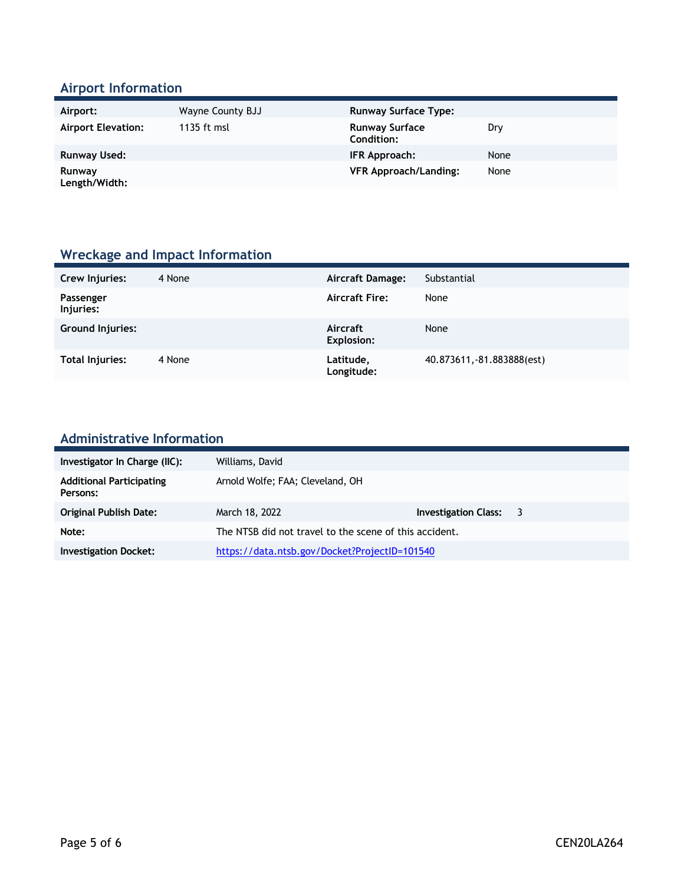## Airport Information

| | | | |
|---|---|---|---|
| **Airport:** | Wayne County BJJ | **Runway Surface Type:** | |
| **Airport Elevation:** | 1135 ft msl | **Runway Surface Condition:** | Dry |
| **Runway Used:** | | **IFR Approach:** | None |
| **Runway Length/Width:** | | **VFR Approach/Landing:** | None |

## Wreckage and Impact Information

| | | | |
|---|---|---|---|
| **Crew Injuries:** | 4 None | **Aircraft Damage:** | Substantial |
| **Passenger Injuries:** | | **Aircraft Fire:** | None |
| **Ground Injuries:** | | **Aircraft Explosion:** | None |
| **Total Injuries:** | 4 None | **Latitude, Longitude:** | 40.873611,-81.883888(est) |

## Administrative Information

| | | | |
|---|---|---|---|
| **Investigator In Charge (IIC):** | Williams, David | | |
| **Additional Participating Persons:** | Arnold Wolfe; FAA; Cleveland, OH | | |
| **Original Publish Date:** | March 18, 2022 | **Investigation Class:** | 3 |
| **Note:** | The NTSB did not travel to the scene of this accident. | | |
| **Investigation Docket:** | https://data.ntsb.gov/Docket?ProjectID=101540 | | |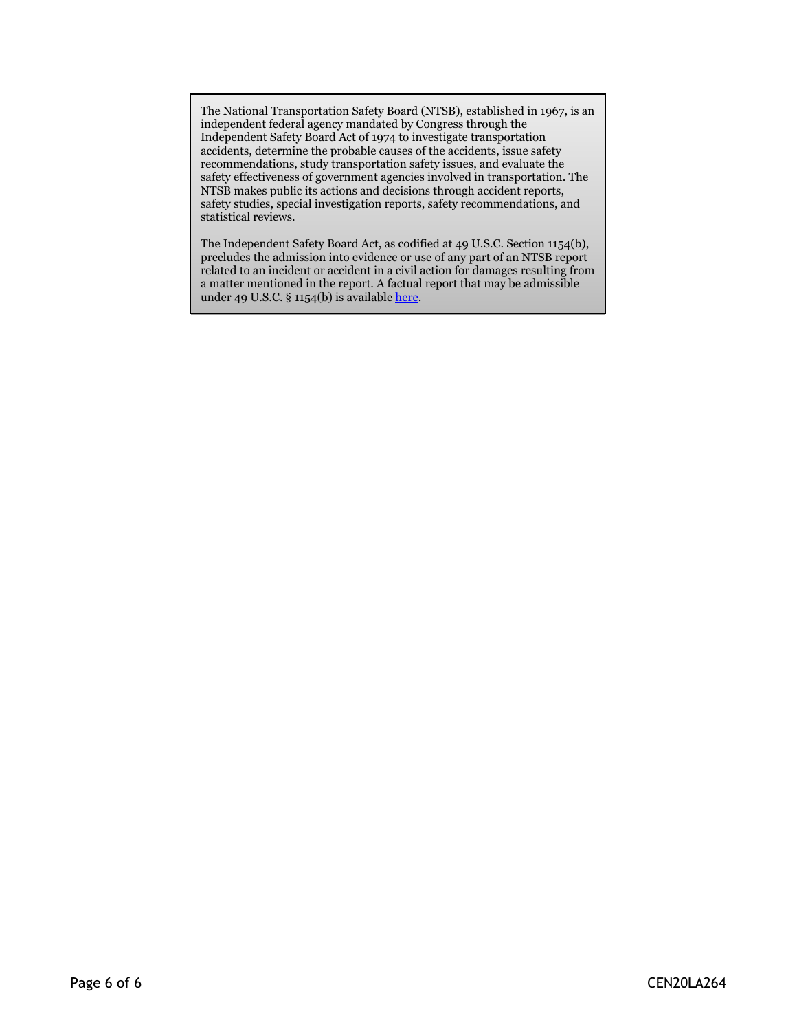The National Transportation Safety Board (NTSB), established in 1967, is an independent federal agency mandated by Congress through the Independent Safety Board Act of 1974 to investigate transportation accidents, determine the probable causes of the accidents, issue safety recommendations, study transportation safety issues, and evaluate the safety effectiveness of government agencies involved in transportation. The NTSB makes public its actions and decisions through accident reports, safety studies, special investigation reports, safety recommendations, and statistical reviews.

The Independent Safety Board Act, as codified at 49 U.S.C. Section 1154(b), precludes the admission into evidence or use of any part of an NTSB report related to an incident or accident in a civil action for damages resulting from a matter mentioned in the report. A factual report that may be admissible under 49 U.S.C. § 1154(b) is available here.